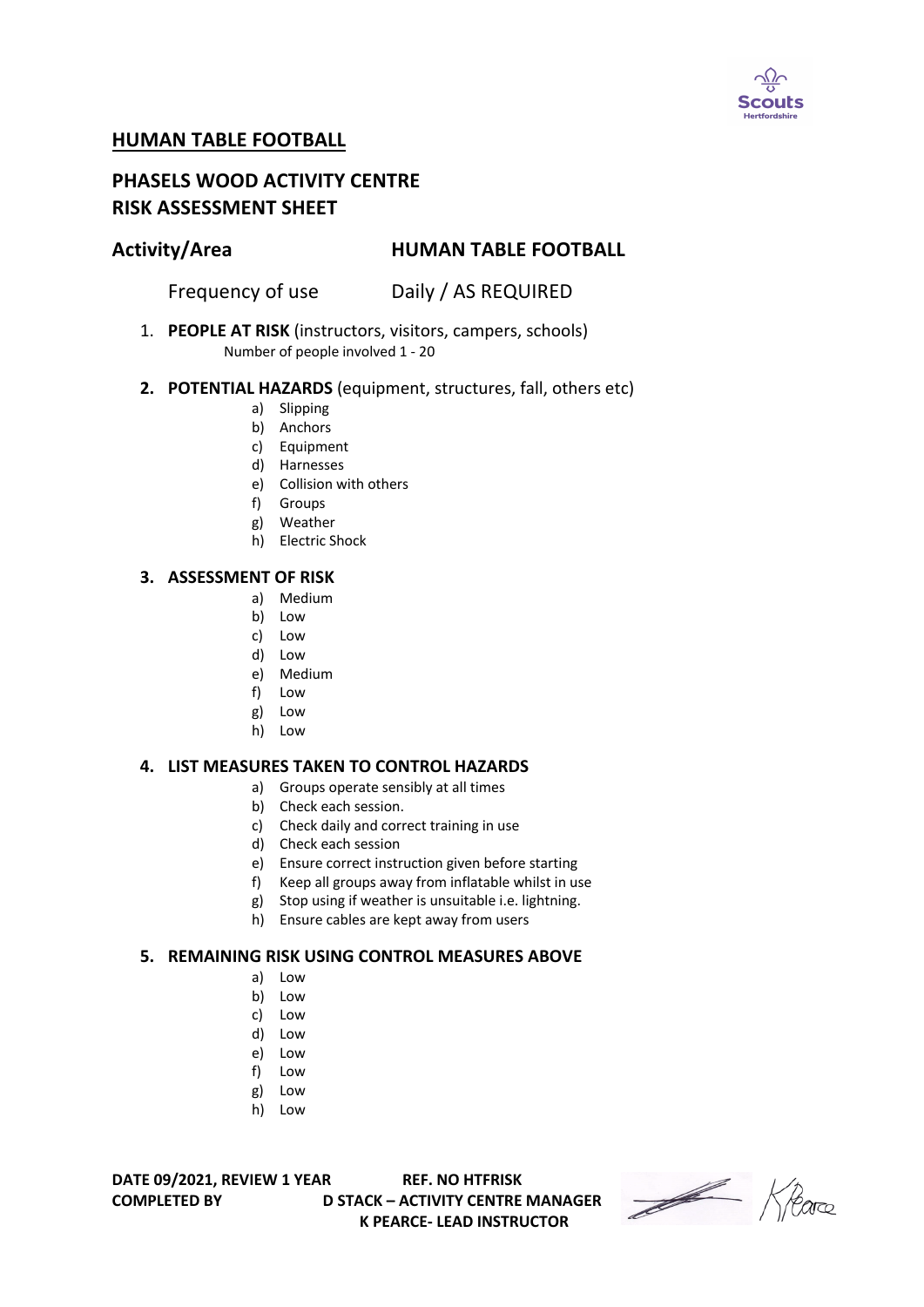## HUMAN TABLE FOOTBALL

## PHASELS WOOD ACTIVITY CENTRE
## RISK ASSESSMENT SHEET

**Activity/Area** **HUMAN TABLE FOOTBALL**

Frequency of use Daily / AS REQUIRED

1. **PEOPLE AT RISK** (instructors, visitors, campers, schools)
   Number of people involved 1 - 20

2. **POTENTIAL HAZARDS** (equipment, structures, fall, others etc)
   a) Slipping
   b) Anchors
   c) Equipment
   d) Harnesses
   e) Collision with others
   f) Groups
   g) Weather
   h) Electric Shock

3. **ASSESSMENT OF RISK**
   a) Medium
   b) Low
   c) Low
   d) Low
   e) Medium
   f) Low
   g) Low
   h) Low

4. **LIST MEASURES TAKEN TO CONTROL HAZARDS**
   a) Groups operate sensibly at all times
   b) Check each session.
   c) Check daily and correct training in use
   d) Check each session
   e) Ensure correct instruction given before starting
   f) Keep all groups away from inflatable whilst in use
   g) Stop using if weather is unsuitable i.e. lightning.
   h) Ensure cables are kept away from users

5. **REMAINING RISK USING CONTROL MEASURES ABOVE**
   a) Low
   b) Low
   c) Low
   d) Low
   e) Low
   f) Low
   g) Low
   h) Low

**DATE 09/2021, REVIEW 1 YEAR** **REF. NO HTFRISK**
**COMPLETED BY** **D STACK – ACTIVITY CENTRE MANAGER**
**K PEARCE- LEAD INSTRUCTOR**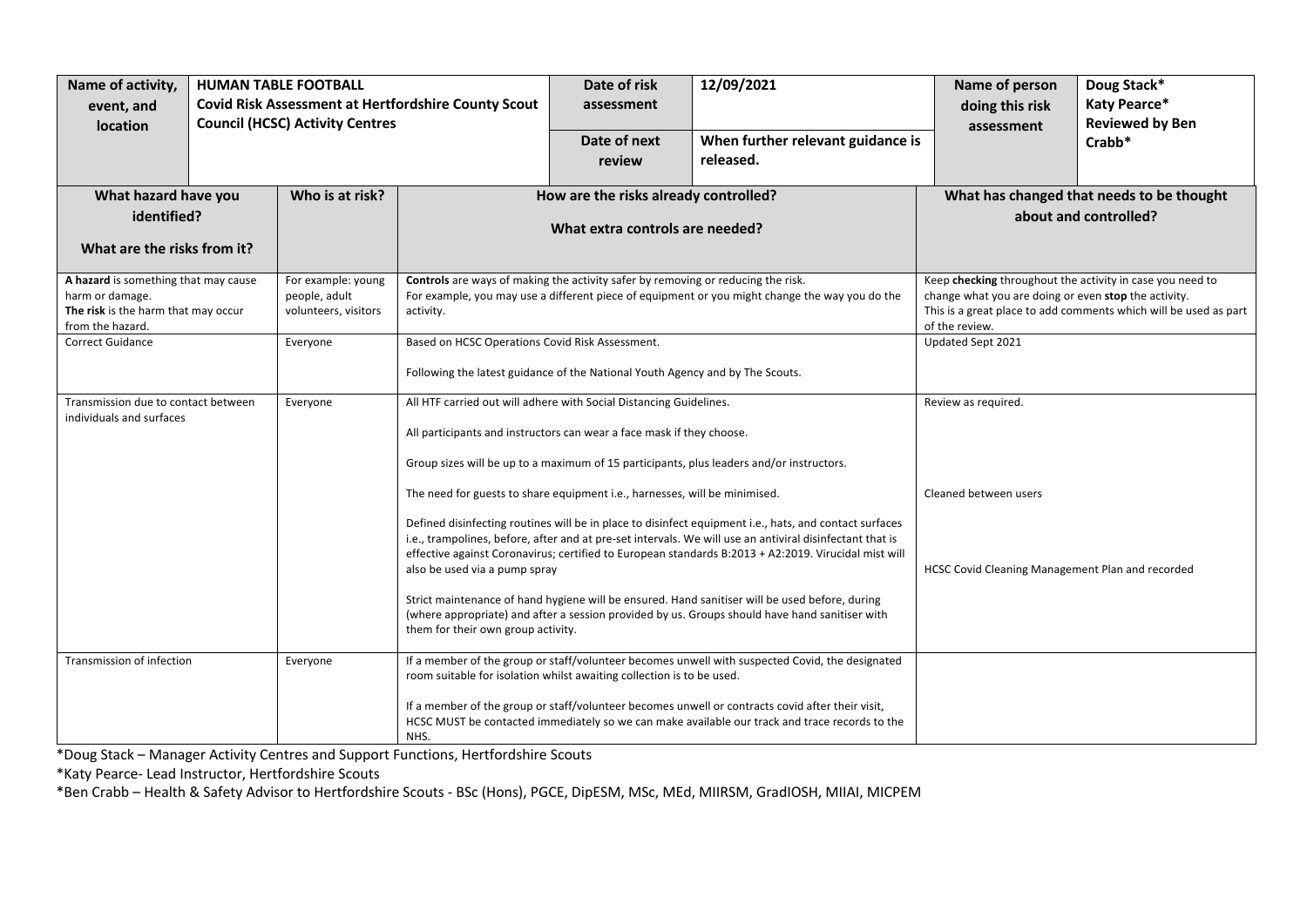| Name of activity, event, and location | HUMAN TABLE FOOTBALL<br>Covid Risk Assessment at Hertfordshire County Scout Council (HCSC) Activity Centres | Date of risk assessment | 12/09/2021 | Name of person doing this risk assessment | Doug Stack*<br>Katy Pearce*<br>Reviewed by Ben Crabb* |
|---|---|---|---|---|---|
| | | Date of next review | When further relevant guidance is released. | | |

| What hazard have you identified?<br><br>What are the risks from it? | Who is at risk? | How are the risks already controlled?<br><br>What extra controls are needed? | What has changed that needs to be thought about and controlled? |
|---|---|---|---|
| **A hazard** is something that may cause harm or damage.<br>**The risk** is the harm that may occur from the hazard. | For example: young people, adult volunteers, visitors | **Controls** are ways of making the activity safer by removing or reducing the risk.<br>For example, you may use a different piece of equipment or you might change the way you do the activity. | Keep **checking** throughout the activity in case you need to change what you are doing or even **stop** the activity.<br>This is a great place to add comments which will be used as part of the review. |
| Correct Guidance | Everyone | Based on HCSC Operations Covid Risk Assessment.<br><br>Following the latest guidance of the National Youth Agency and by The Scouts. | Updated Sept 2021 |
| Transmission due to contact between individuals and surfaces | Everyone | All HTF carried out will adhere with Social Distancing Guidelines.<br><br>All participants and instructors can wear a face mask if they choose.<br><br>Group sizes will be up to a maximum of 15 participants, plus leaders and/or instructors.<br><br>The need for guests to share equipment i.e., harnesses, will be minimised.<br><br>Defined disinfecting routines will be in place to disinfect equipment i.e., hats, and contact surfaces i.e., trampolines, before, after and at pre-set intervals. We will use an antiviral disinfectant that is effective against Coronavirus; certified to European standards B:2013 + A2:2019. Virucidal mist will also be used via a pump spray<br><br>Strict maintenance of hand hygiene will be ensured. Hand sanitiser will be used before, during (where appropriate) and after a session provided by us. Groups should have hand sanitiser with them for their own group activity. | Review as required.<br><br>Cleaned between users<br><br>HCSC Covid Cleaning Management Plan and recorded |
| Transmission of infection | Everyone | If a member of the group or staff/volunteer becomes unwell with suspected Covid, the designated room suitable for isolation whilst awaiting collection is to be used.<br><br>If a member of the group or staff/volunteer becomes unwell or contracts covid after their visit, HCSC MUST be contacted immediately so we can make available our track and trace records to the NHS. | |

*Doug Stack – Manager Activity Centres and Support Functions, Hertfordshire Scouts

*Katy Pearce- Lead Instructor, Hertfordshire Scouts

*Ben Crabb – Health & Safety Advisor to Hertfordshire Scouts - BSc (Hons), PGCE, DipESM, MSc, MEd, MIIRSM, GradIOSH, MIIAI, MICPEM